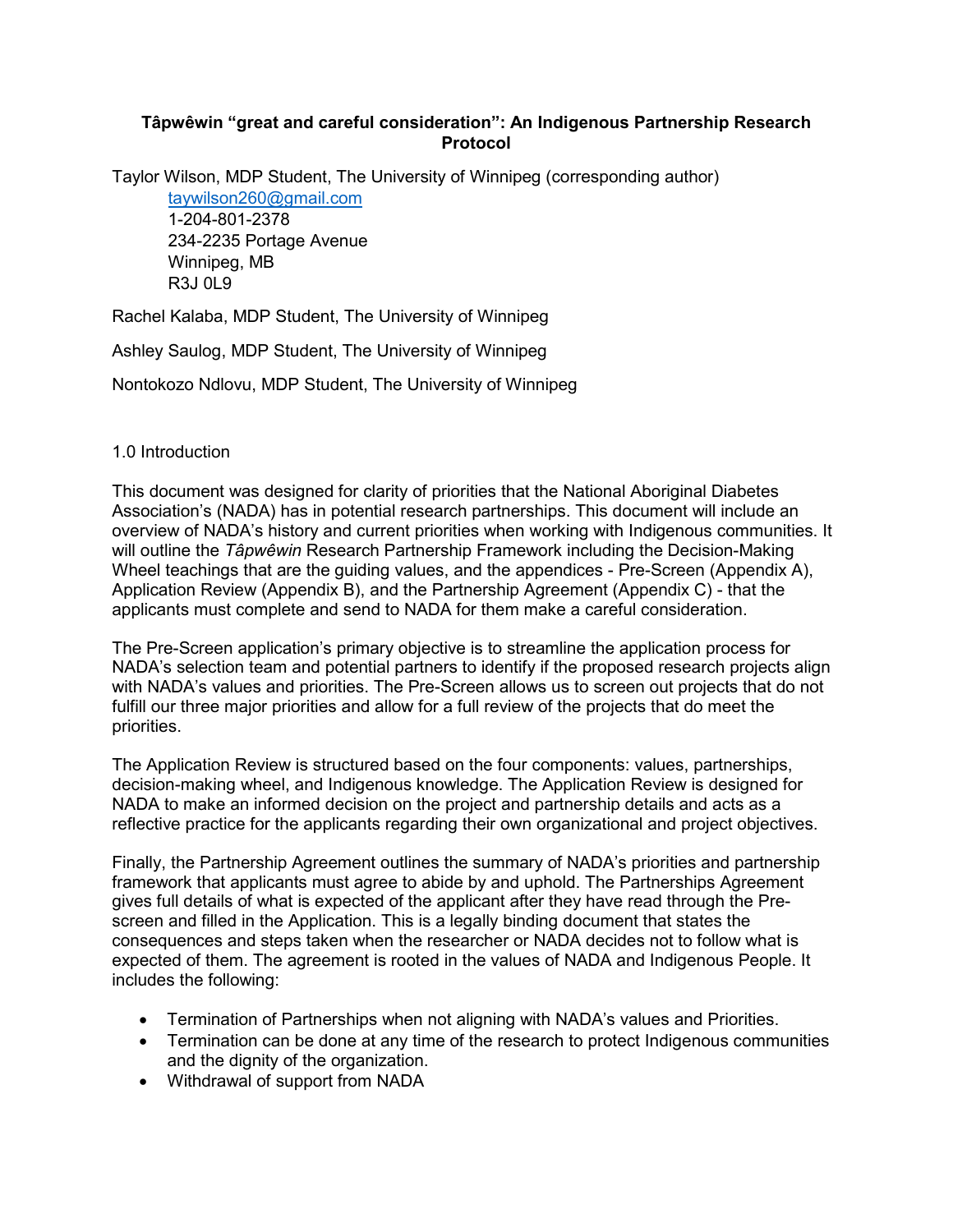# Tâpwêwin "great and careful consideration": An Indigenous Partnership Research Protocol

Taylor Wilson, MDP Student, The University of Winnipeg (corresponding author)
taywilson260@gmail.com
1-204-801-2378
234-2235 Portage Avenue
Winnipeg, MB
R3J 0L9

Rachel Kalaba, MDP Student, The University of Winnipeg

Ashley Saulog, MDP Student, The University of Winnipeg

Nontokozo Ndlovu, MDP Student, The University of Winnipeg

## 1.0 Introduction

This document was designed for clarity of priorities that the National Aboriginal Diabetes Association's (NADA) has in potential research partnerships. This document will include an overview of NADA's history and current priorities when working with Indigenous communities. It will outline the *Tâpwêwin* Research Partnership Framework including the Decision-Making Wheel teachings that are the guiding values, and the appendices - Pre-Screen (Appendix A), Application Review (Appendix B), and the Partnership Agreement (Appendix C) - that the applicants must complete and send to NADA for them make a careful consideration.

The Pre-Screen application's primary objective is to streamline the application process for NADA's selection team and potential partners to identify if the proposed research projects align with NADA's values and priorities. The Pre-Screen allows us to screen out projects that do not fulfill our three major priorities and allow for a full review of the projects that do meet the priorities.

The Application Review is structured based on the four components: values, partnerships, decision-making wheel, and Indigenous knowledge. The Application Review is designed for NADA to make an informed decision on the project and partnership details and acts as a reflective practice for the applicants regarding their own organizational and project objectives.

Finally, the Partnership Agreement outlines the summary of NADA's priorities and partnership framework that applicants must agree to abide by and uphold. The Partnerships Agreement gives full details of what is expected of the applicant after they have read through the Pre-screen and filled in the Application. This is a legally binding document that states the consequences and steps taken when the researcher or NADA decides not to follow what is expected of them. The agreement is rooted in the values of NADA and Indigenous People. It includes the following:

- Termination of Partnerships when not aligning with NADA's values and Priorities.
- Termination can be done at any time of the research to protect Indigenous communities and the dignity of the organization.
- Withdrawal of support from NADA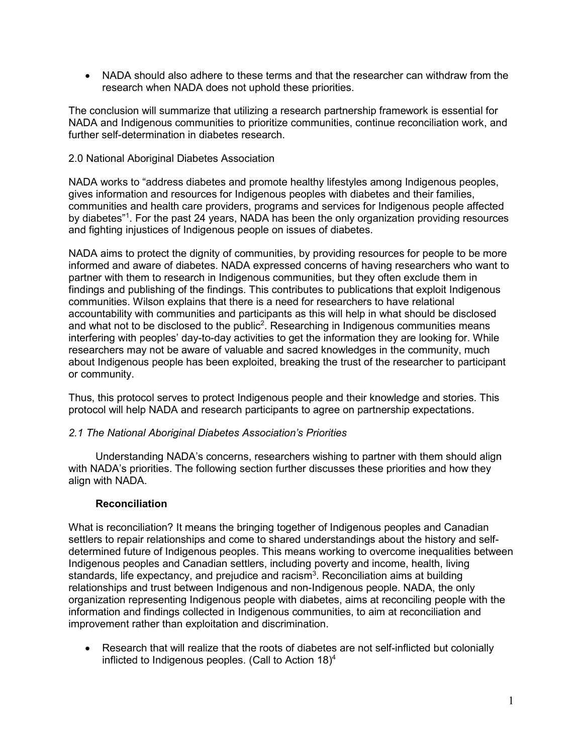- NADA should also adhere to these terms and that the researcher can withdraw from the research when NADA does not uphold these priorities.

The conclusion will summarize that utilizing a research partnership framework is essential for NADA and Indigenous communities to prioritize communities, continue reconciliation work, and further self-determination in diabetes research.

## 2.0 National Aboriginal Diabetes Association

NADA works to "address diabetes and promote healthy lifestyles among Indigenous peoples, gives information and resources for Indigenous peoples with diabetes and their families, communities and health care providers, programs and services for Indigenous people affected by diabetes"[1]. For the past 24 years, NADA has been the only organization providing resources and fighting injustices of Indigenous people on issues of diabetes.

NADA aims to protect the dignity of communities, by providing resources for people to be more informed and aware of diabetes. NADA expressed concerns of having researchers who want to partner with them to research in Indigenous communities, but they often exclude them in findings and publishing of the findings. This contributes to publications that exploit Indigenous communities. Wilson explains that there is a need for researchers to have relational accountability with communities and participants as this will help in what should be disclosed and what not to be disclosed to the public[2]. Researching in Indigenous communities means interfering with peoples' day-to-day activities to get the information they are looking for. While researchers may not be aware of valuable and sacred knowledges in the community, much about Indigenous people has been exploited, breaking the trust of the researcher to participant or community.

Thus, this protocol serves to protect Indigenous people and their knowledge and stories. This protocol will help NADA and research participants to agree on partnership expectations.

### *2.1 The National Aboriginal Diabetes Association's Priorities*

Understanding NADA's concerns, researchers wishing to partner with them should align with NADA's priorities. The following section further discusses these priorities and how they align with NADA.

#### **Reconciliation**

What is reconciliation? It means the bringing together of Indigenous peoples and Canadian settlers to repair relationships and come to shared understandings about the history and self-determined future of Indigenous peoples. This means working to overcome inequalities between Indigenous peoples and Canadian settlers, including poverty and income, health, living standards, life expectancy, and prejudice and racism[3]. Reconciliation aims at building relationships and trust between Indigenous and non-Indigenous people. NADA, the only organization representing Indigenous people with diabetes, aims at reconciling people with the information and findings collected in Indigenous communities, to aim at reconciliation and improvement rather than exploitation and discrimination.

- Research that will realize that the roots of diabetes are not self-inflicted but colonially inflicted to Indigenous peoples. (Call to Action 18)[4]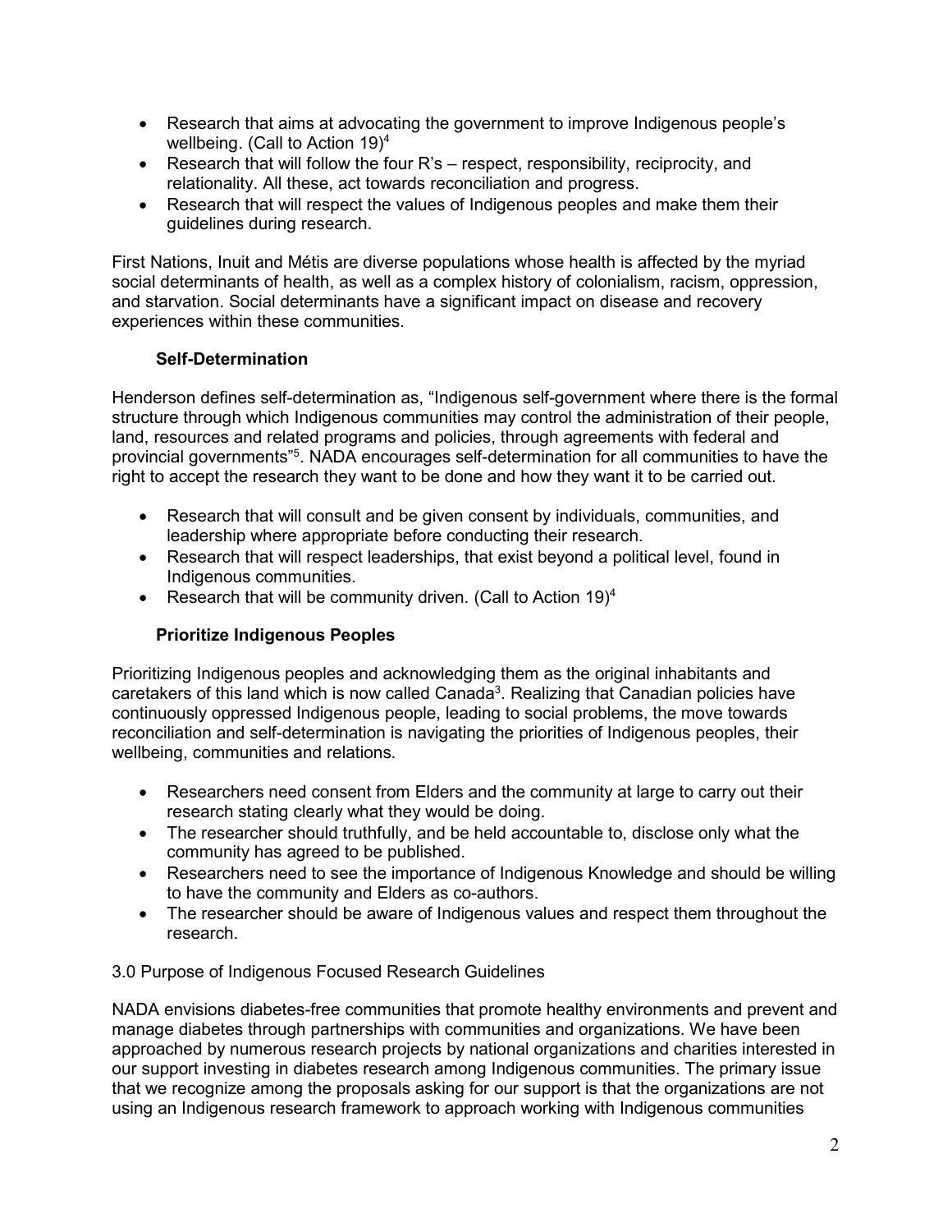- Research that aims at advocating the government to improve Indigenous people's wellbeing. (Call to Action 19)[4]
- Research that will follow the four R's – respect, responsibility, reciprocity, and relationality. All these, act towards reconciliation and progress.
- Research that will respect the values of Indigenous peoples and make them their guidelines during research.

First Nations, Inuit and Métis are diverse populations whose health is affected by the myriad social determinants of health, as well as a complex history of colonialism, racism, oppression, and starvation. Social determinants have a significant impact on disease and recovery experiences within these communities.

**Self-Determination**

Henderson defines self-determination as, "Indigenous self-government where there is the formal structure through which Indigenous communities may control the administration of their people, land, resources and related programs and policies, through agreements with federal and provincial governments"[5]. NADA encourages self-determination for all communities to have the right to accept the research they want to be done and how they want it to be carried out.

- Research that will consult and be given consent by individuals, communities, and leadership where appropriate before conducting their research.
- Research that will respect leaderships, that exist beyond a political level, found in Indigenous communities.
- Research that will be community driven. (Call to Action 19)[4]

**Prioritize Indigenous Peoples**

Prioritizing Indigenous peoples and acknowledging them as the original inhabitants and caretakers of this land which is now called Canada[3]. Realizing that Canadian policies have continuously oppressed Indigenous people, leading to social problems, the move towards reconciliation and self-determination is navigating the priorities of Indigenous peoples, their wellbeing, communities and relations.

- Researchers need consent from Elders and the community at large to carry out their research stating clearly what they would be doing.
- The researcher should truthfully, and be held accountable to, disclose only what the community has agreed to be published.
- Researchers need to see the importance of Indigenous Knowledge and should be willing to have the community and Elders as co-authors.
- The researcher should be aware of Indigenous values and respect them throughout the research.

3.0 Purpose of Indigenous Focused Research Guidelines

NADA envisions diabetes-free communities that promote healthy environments and prevent and manage diabetes through partnerships with communities and organizations. We have been approached by numerous research projects by national organizations and charities interested in our support investing in diabetes research among Indigenous communities. The primary issue that we recognize among the proposals asking for our support is that the organizations are not using an Indigenous research framework to approach working with Indigenous communities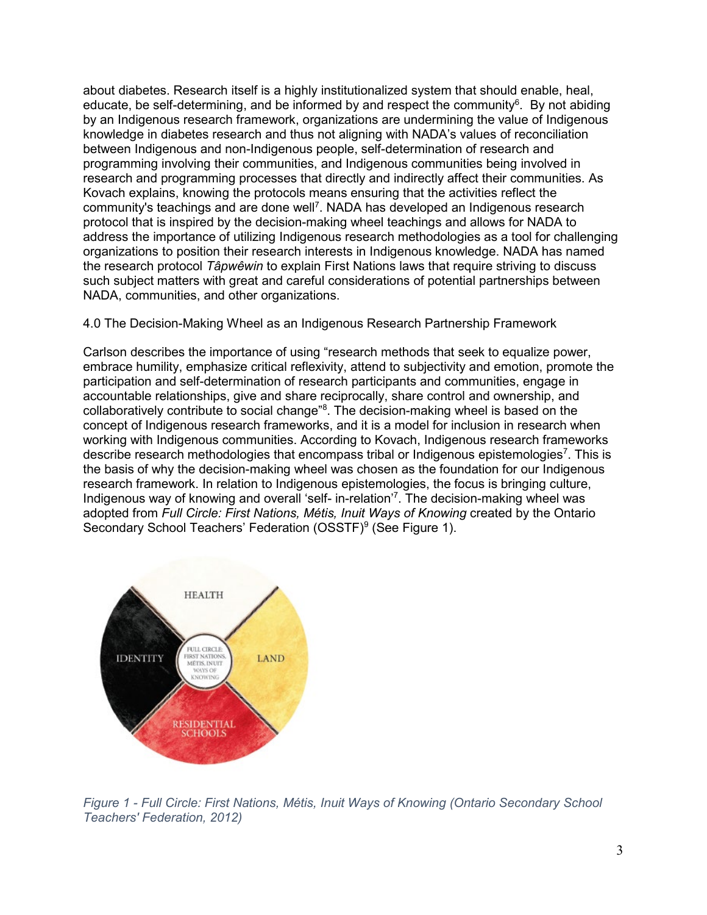about diabetes. Research itself is a highly institutionalized system that should enable, heal, educate, be self-determining, and be informed by and respect the community[6]. By not abiding by an Indigenous research framework, organizations are undermining the value of Indigenous knowledge in diabetes research and thus not aligning with NADA's values of reconciliation between Indigenous and non-Indigenous people, self-determination of research and programming involving their communities, and Indigenous communities being involved in research and programming processes that directly and indirectly affect their communities. As Kovach explains, knowing the protocols means ensuring that the activities reflect the community's teachings and are done well[7]. NADA has developed an Indigenous research protocol that is inspired by the decision-making wheel teachings and allows for NADA to address the importance of utilizing Indigenous research methodologies as a tool for challenging organizations to position their research interests in Indigenous knowledge. NADA has named the research protocol *Tâpwêwin* to explain First Nations laws that require striving to discuss such subject matters with great and careful considerations of potential partnerships between NADA, communities, and other organizations.

## 4.0 The Decision-Making Wheel as an Indigenous Research Partnership Framework

Carlson describes the importance of using "research methods that seek to equalize power, embrace humility, emphasize critical reflexivity, attend to subjectivity and emotion, promote the participation and self-determination of research participants and communities, engage in accountable relationships, give and share reciprocally, share control and ownership, and collaboratively contribute to social change"[8]. The decision-making wheel is based on the concept of Indigenous research frameworks, and it is a model for inclusion in research when working with Indigenous communities. According to Kovach, Indigenous research frameworks describe research methodologies that encompass tribal or Indigenous epistemologies[7]. This is the basis of why the decision-making wheel was chosen as the foundation for our Indigenous research framework. In relation to Indigenous epistemologies, the focus is bringing culture, Indigenous way of knowing and overall 'self- in-relation'[7]. The decision-making wheel was adopted from *Full Circle: First Nations, Métis, Inuit Ways of Knowing* created by the Ontario Secondary School Teachers' Federation (OSSTF)[9] (See Figure 1).

*Figure 1 - Full Circle: First Nations, Métis, Inuit Ways of Knowing (Ontario Secondary School Teachers' Federation, 2012)*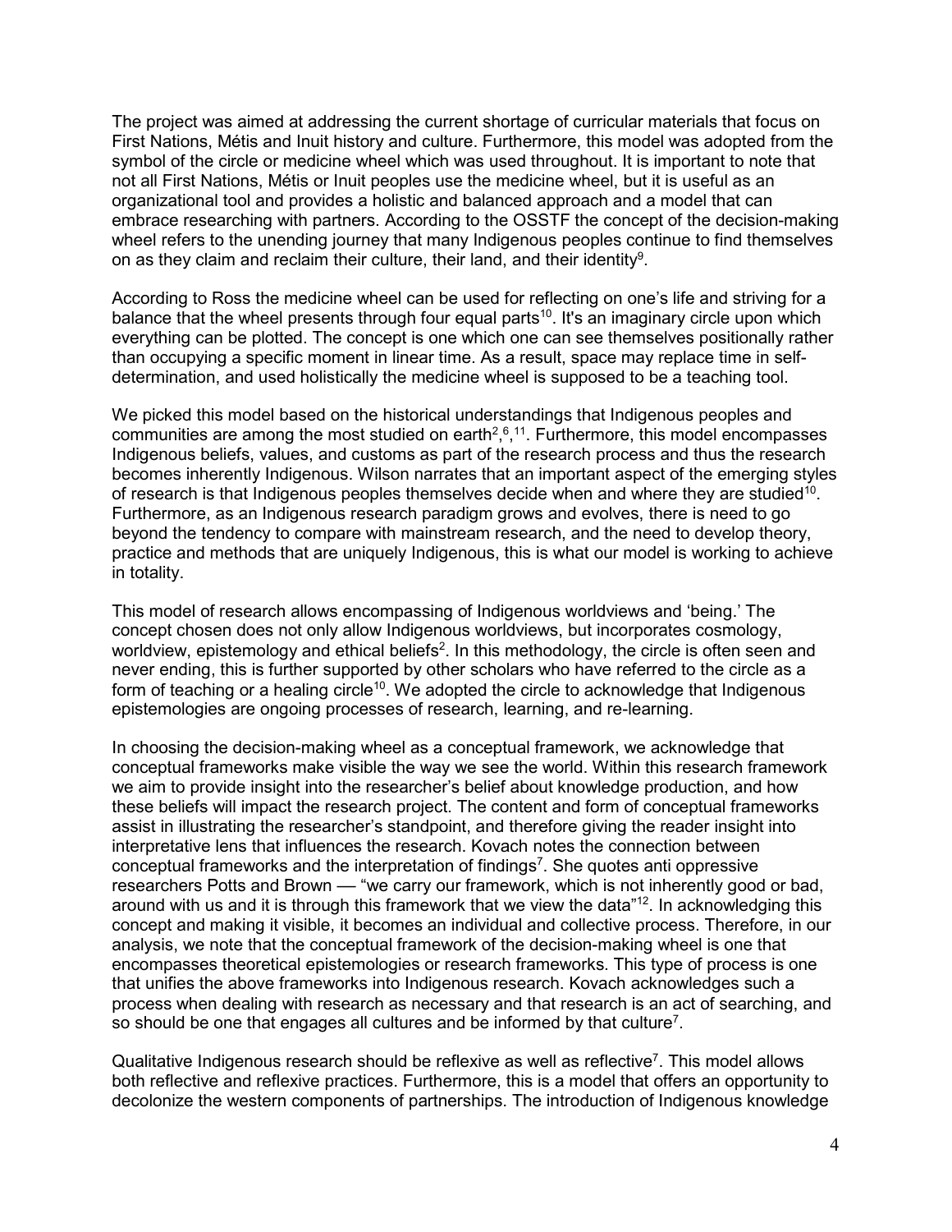The project was aimed at addressing the current shortage of curricular materials that focus on First Nations, Métis and Inuit history and culture. Furthermore, this model was adopted from the symbol of the circle or medicine wheel which was used throughout. It is important to note that not all First Nations, Métis or Inuit peoples use the medicine wheel, but it is useful as an organizational tool and provides a holistic and balanced approach and a model that can embrace researching with partners. According to the OSSTF the concept of the decision-making wheel refers to the unending journey that many Indigenous peoples continue to find themselves on as they claim and reclaim their culture, their land, and their identity[9].

According to Ross the medicine wheel can be used for reflecting on one's life and striving for a balance that the wheel presents through four equal parts[10]. It's an imaginary circle upon which everything can be plotted. The concept is one which one can see themselves positionally rather than occupying a specific moment in linear time. As a result, space may replace time in self-determination, and used holistically the medicine wheel is supposed to be a teaching tool.

We picked this model based on the historical understandings that Indigenous peoples and communities are among the most studied on earth[2],[6],[11]. Furthermore, this model encompasses Indigenous beliefs, values, and customs as part of the research process and thus the research becomes inherently Indigenous. Wilson narrates that an important aspect of the emerging styles of research is that Indigenous peoples themselves decide when and where they are studied[10]. Furthermore, as an Indigenous research paradigm grows and evolves, there is need to go beyond the tendency to compare with mainstream research, and the need to develop theory, practice and methods that are uniquely Indigenous, this is what our model is working to achieve in totality.

This model of research allows encompassing of Indigenous worldviews and 'being.' The concept chosen does not only allow Indigenous worldviews, but incorporates cosmology, worldview, epistemology and ethical beliefs[2]. In this methodology, the circle is often seen and never ending, this is further supported by other scholars who have referred to the circle as a form of teaching or a healing circle[10]. We adopted the circle to acknowledge that Indigenous epistemologies are ongoing processes of research, learning, and re-learning.

In choosing the decision-making wheel as a conceptual framework, we acknowledge that conceptual frameworks make visible the way we see the world. Within this research framework we aim to provide insight into the researcher's belief about knowledge production, and how these beliefs will impact the research project. The content and form of conceptual frameworks assist in illustrating the researcher's standpoint, and therefore giving the reader insight into interpretative lens that influences the research. Kovach notes the connection between conceptual frameworks and the interpretation of findings[7]. She quotes anti oppressive researchers Potts and Brown — "we carry our framework, which is not inherently good or bad, around with us and it is through this framework that we view the data"[12]. In acknowledging this concept and making it visible, it becomes an individual and collective process. Therefore, in our analysis, we note that the conceptual framework of the decision-making wheel is one that encompasses theoretical epistemologies or research frameworks. This type of process is one that unifies the above frameworks into Indigenous research. Kovach acknowledges such a process when dealing with research as necessary and that research is an act of searching, and so should be one that engages all cultures and be informed by that culture[7].

Qualitative Indigenous research should be reflexive as well as reflective[7]. This model allows both reflective and reflexive practices. Furthermore, this is a model that offers an opportunity to decolonize the western components of partnerships. The introduction of Indigenous knowledge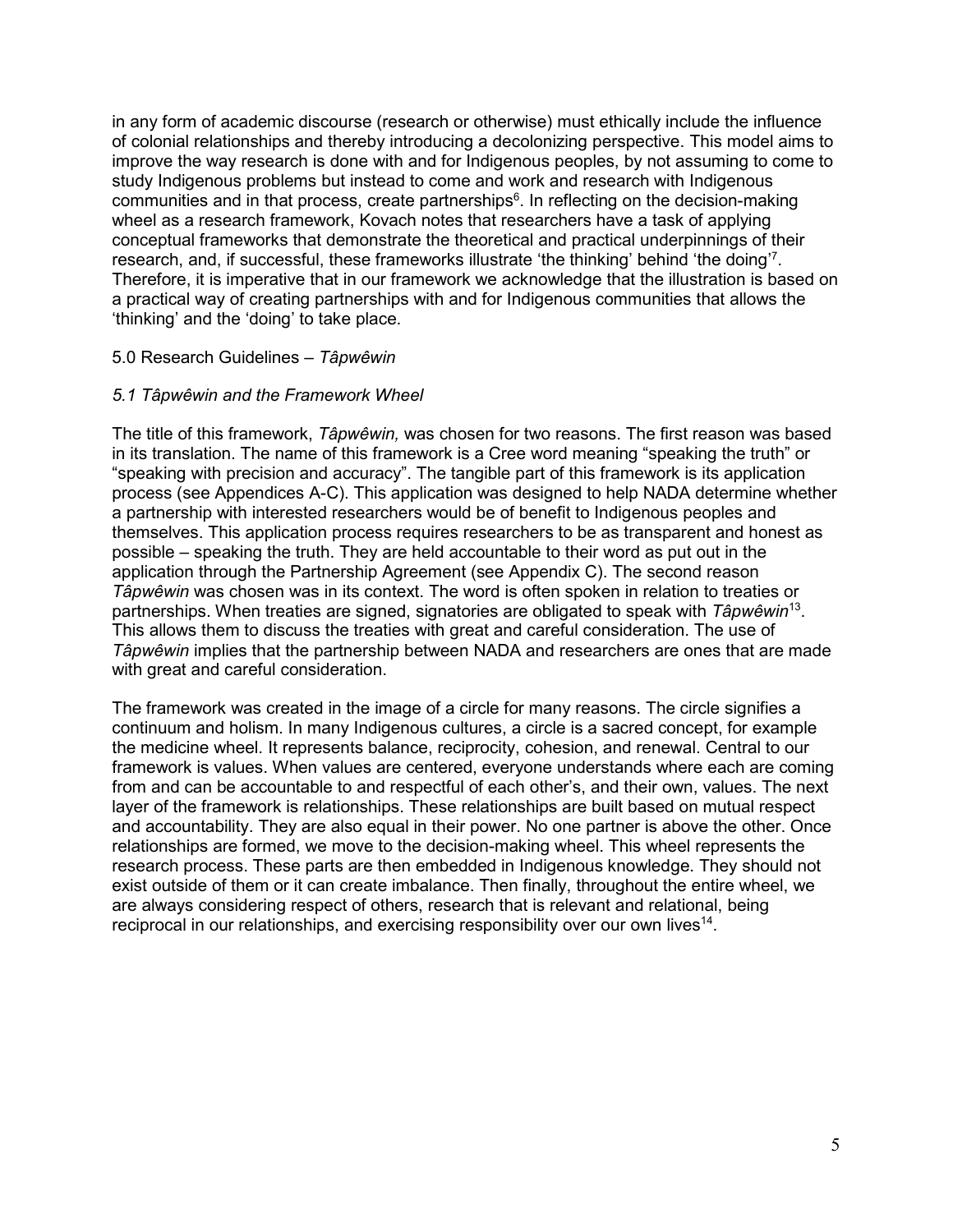in any form of academic discourse (research or otherwise) must ethically include the influence of colonial relationships and thereby introducing a decolonizing perspective. This model aims to improve the way research is done with and for Indigenous peoples, by not assuming to come to study Indigenous problems but instead to come and work and research with Indigenous communities and in that process, create partnerships[6]. In reflecting on the decision-making wheel as a research framework, Kovach notes that researchers have a task of applying conceptual frameworks that demonstrate the theoretical and practical underpinnings of their research, and, if successful, these frameworks illustrate 'the thinking' behind 'the doing'[7]. Therefore, it is imperative that in our framework we acknowledge that the illustration is based on a practical way of creating partnerships with and for Indigenous communities that allows the 'thinking' and the 'doing' to take place.

## 5.0 Research Guidelines – *Tâpwêwin*

### *5.1 Tâpwêwin and the Framework Wheel*

The title of this framework, *Tâpwêwin,* was chosen for two reasons. The first reason was based in its translation. The name of this framework is a Cree word meaning "speaking the truth" or "speaking with precision and accuracy". The tangible part of this framework is its application process (see Appendices A-C). This application was designed to help NADA determine whether a partnership with interested researchers would be of benefit to Indigenous peoples and themselves. This application process requires researchers to be as transparent and honest as possible – speaking the truth. They are held accountable to their word as put out in the application through the Partnership Agreement (see Appendix C). The second reason *Tâpwêwin* was chosen was in its context. The word is often spoken in relation to treaties or partnerships. When treaties are signed, signatories are obligated to speak with *Tâpwêwin*[13]. This allows them to discuss the treaties with great and careful consideration. The use of *Tâpwêwin* implies that the partnership between NADA and researchers are ones that are made with great and careful consideration.

The framework was created in the image of a circle for many reasons. The circle signifies a continuum and holism. In many Indigenous cultures, a circle is a sacred concept, for example the medicine wheel. It represents balance, reciprocity, cohesion, and renewal. Central to our framework is values. When values are centered, everyone understands where each are coming from and can be accountable to and respectful of each other's, and their own, values. The next layer of the framework is relationships. These relationships are built based on mutual respect and accountability. They are also equal in their power. No one partner is above the other. Once relationships are formed, we move to the decision-making wheel. This wheel represents the research process. These parts are then embedded in Indigenous knowledge. They should not exist outside of them or it can create imbalance. Then finally, throughout the entire wheel, we are always considering respect of others, research that is relevant and relational, being reciprocal in our relationships, and exercising responsibility over our own lives[14].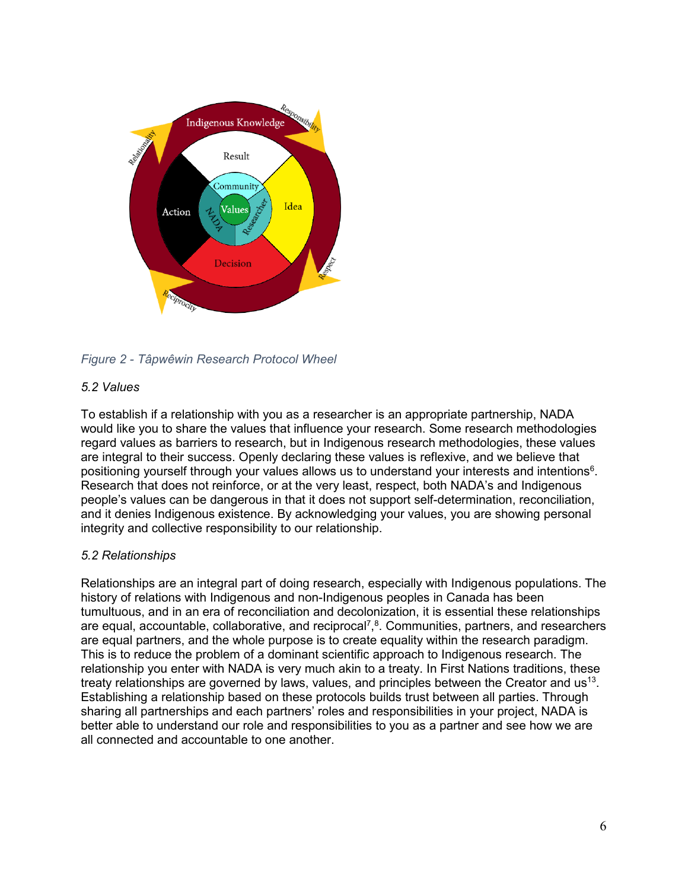*Figure 2 - Tâpwêwin Research Protocol Wheel*

*5.2 Values*

To establish if a relationship with you as a researcher is an appropriate partnership, NADA would like you to share the values that influence your research. Some research methodologies regard values as barriers to research, but in Indigenous research methodologies, these values are integral to their success. Openly declaring these values is reflexive, and we believe that positioning yourself through your values allows us to understand your interests and intentions[6]. Research that does not reinforce, or at the very least, respect, both NADA's and Indigenous people's values can be dangerous in that it does not support self-determination, reconciliation, and it denies Indigenous existence. By acknowledging your values, you are showing personal integrity and collective responsibility to our relationship.

*5.2 Relationships*

Relationships are an integral part of doing research, especially with Indigenous populations. The history of relations with Indigenous and non-Indigenous peoples in Canada has been tumultuous, and in an era of reconciliation and decolonization, it is essential these relationships are equal, accountable, collaborative, and reciprocal[7],[8]. Communities, partners, and researchers are equal partners, and the whole purpose is to create equality within the research paradigm. This is to reduce the problem of a dominant scientific approach to Indigenous research. The relationship you enter with NADA is very much akin to a treaty. In First Nations traditions, these treaty relationships are governed by laws, values, and principles between the Creator and us[13]. Establishing a relationship based on these protocols builds trust between all parties. Through sharing all partnerships and each partners' roles and responsibilities in your project, NADA is better able to understand our role and responsibilities to you as a partner and see how we are all connected and accountable to one another.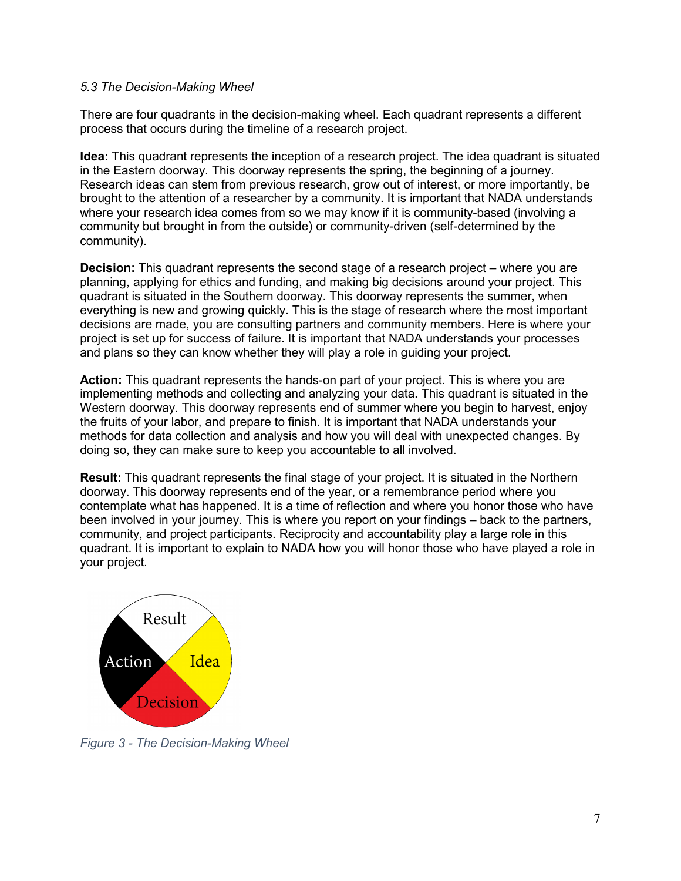*5.3 The Decision-Making Wheel*

There are four quadrants in the decision-making wheel. Each quadrant represents a different process that occurs during the timeline of a research project.

**Idea:** This quadrant represents the inception of a research project. The idea quadrant is situated in the Eastern doorway. This doorway represents the spring, the beginning of a journey. Research ideas can stem from previous research, grow out of interest, or more importantly, be brought to the attention of a researcher by a community. It is important that NADA understands where your research idea comes from so we may know if it is community-based (involving a community but brought in from the outside) or community-driven (self-determined by the community).

**Decision:** This quadrant represents the second stage of a research project – where you are planning, applying for ethics and funding, and making big decisions around your project. This quadrant is situated in the Southern doorway. This doorway represents the summer, when everything is new and growing quickly. This is the stage of research where the most important decisions are made, you are consulting partners and community members. Here is where your project is set up for success of failure. It is important that NADA understands your processes and plans so they can know whether they will play a role in guiding your project.

**Action:** This quadrant represents the hands-on part of your project. This is where you are implementing methods and collecting and analyzing your data. This quadrant is situated in the Western doorway. This doorway represents end of summer where you begin to harvest, enjoy the fruits of your labor, and prepare to finish. It is important that NADA understands your methods for data collection and analysis and how you will deal with unexpected changes. By doing so, they can make sure to keep you accountable to all involved.

**Result:** This quadrant represents the final stage of your project. It is situated in the Northern doorway. This doorway represents end of the year, or a remembrance period where you contemplate what has happened. It is a time of reflection and where you honor those who have been involved in your journey. This is where you report on your findings – back to the partners, community, and project participants. Reciprocity and accountability play a large role in this quadrant. It is important to explain to NADA how you will honor those who have played a role in your project.

Result

Action

Idea

Decision

*Figure 3 - The Decision-Making Wheel*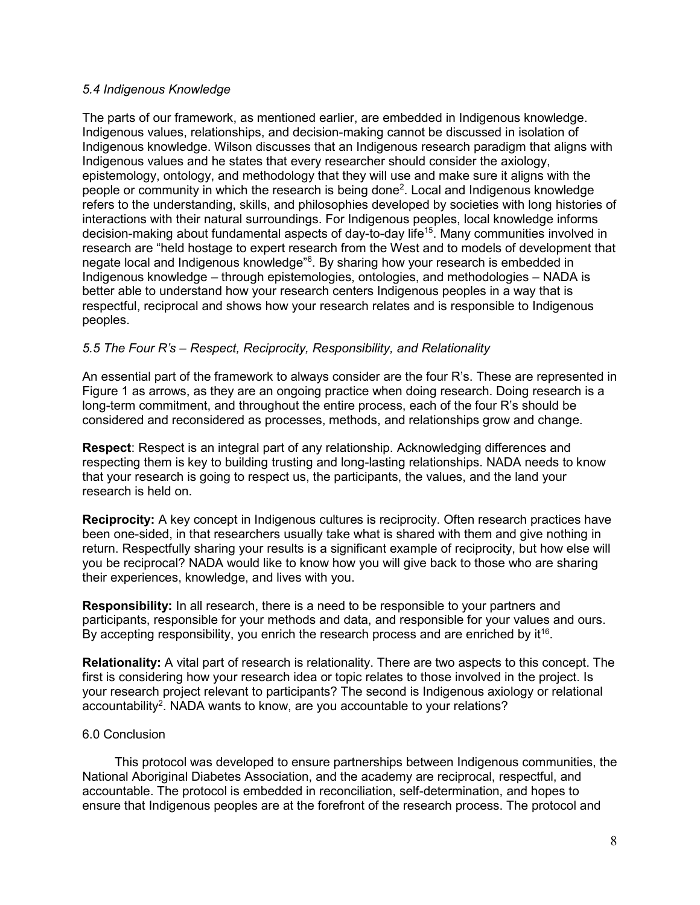### *5.4 Indigenous Knowledge*

The parts of our framework, as mentioned earlier, are embedded in Indigenous knowledge. Indigenous values, relationships, and decision-making cannot be discussed in isolation of Indigenous knowledge. Wilson discusses that an Indigenous research paradigm that aligns with Indigenous values and he states that every researcher should consider the axiology, epistemology, ontology, and methodology that they will use and make sure it aligns with the people or community in which the research is being done[2]. Local and Indigenous knowledge refers to the understanding, skills, and philosophies developed by societies with long histories of interactions with their natural surroundings. For Indigenous peoples, local knowledge informs decision-making about fundamental aspects of day-to-day life[15]. Many communities involved in research are "held hostage to expert research from the West and to models of development that negate local and Indigenous knowledge"[6]. By sharing how your research is embedded in Indigenous knowledge – through epistemologies, ontologies, and methodologies – NADA is better able to understand how your research centers Indigenous peoples in a way that is respectful, reciprocal and shows how your research relates and is responsible to Indigenous peoples.

### *5.5 The Four R's – Respect, Reciprocity, Responsibility, and Relationality*

An essential part of the framework to always consider are the four R's. These are represented in Figure 1 as arrows, as they are an ongoing practice when doing research. Doing research is a long-term commitment, and throughout the entire process, each of the four R's should be considered and reconsidered as processes, methods, and relationships grow and change.

**Respect**: Respect is an integral part of any relationship. Acknowledging differences and respecting them is key to building trusting and long-lasting relationships. NADA needs to know that your research is going to respect us, the participants, the values, and the land your research is held on.

**Reciprocity:** A key concept in Indigenous cultures is reciprocity. Often research practices have been one-sided, in that researchers usually take what is shared with them and give nothing in return. Respectfully sharing your results is a significant example of reciprocity, but how else will you be reciprocal? NADA would like to know how you will give back to those who are sharing their experiences, knowledge, and lives with you.

**Responsibility:** In all research, there is a need to be responsible to your partners and participants, responsible for your methods and data, and responsible for your values and ours. By accepting responsibility, you enrich the research process and are enriched by it[16].

**Relationality:** A vital part of research is relationality. There are two aspects to this concept. The first is considering how your research idea or topic relates to those involved in the project. Is your research project relevant to participants? The second is Indigenous axiology or relational accountability[2]. NADA wants to know, are you accountable to your relations?

## 6.0 Conclusion

This protocol was developed to ensure partnerships between Indigenous communities, the National Aboriginal Diabetes Association, and the academy are reciprocal, respectful, and accountable. The protocol is embedded in reconciliation, self-determination, and hopes to ensure that Indigenous peoples are at the forefront of the research process. The protocol and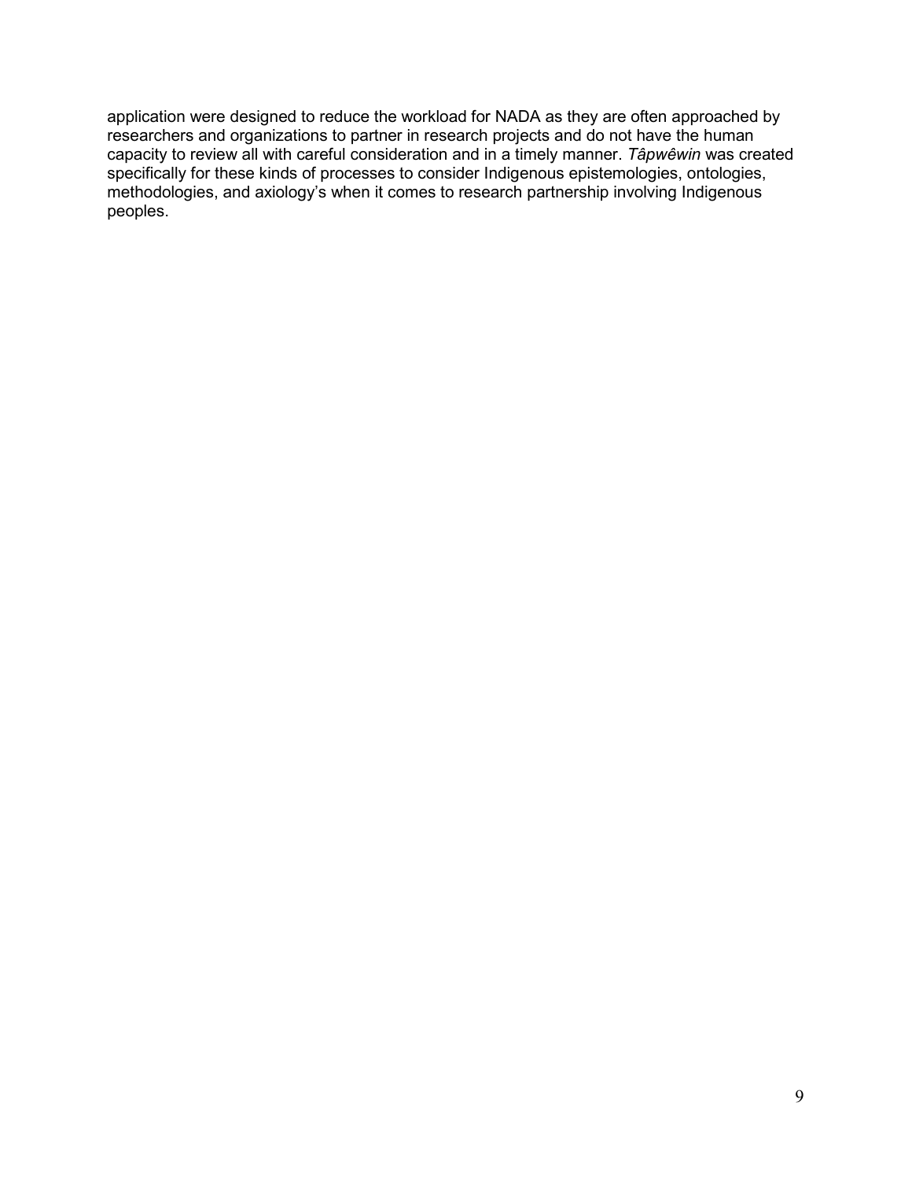application were designed to reduce the workload for NADA as they are often approached by researchers and organizations to partner in research projects and do not have the human capacity to review all with careful consideration and in a timely manner. *Tâpwêwin* was created specifically for these kinds of processes to consider Indigenous epistemologies, ontologies, methodologies, and axiology's when it comes to research partnership involving Indigenous peoples.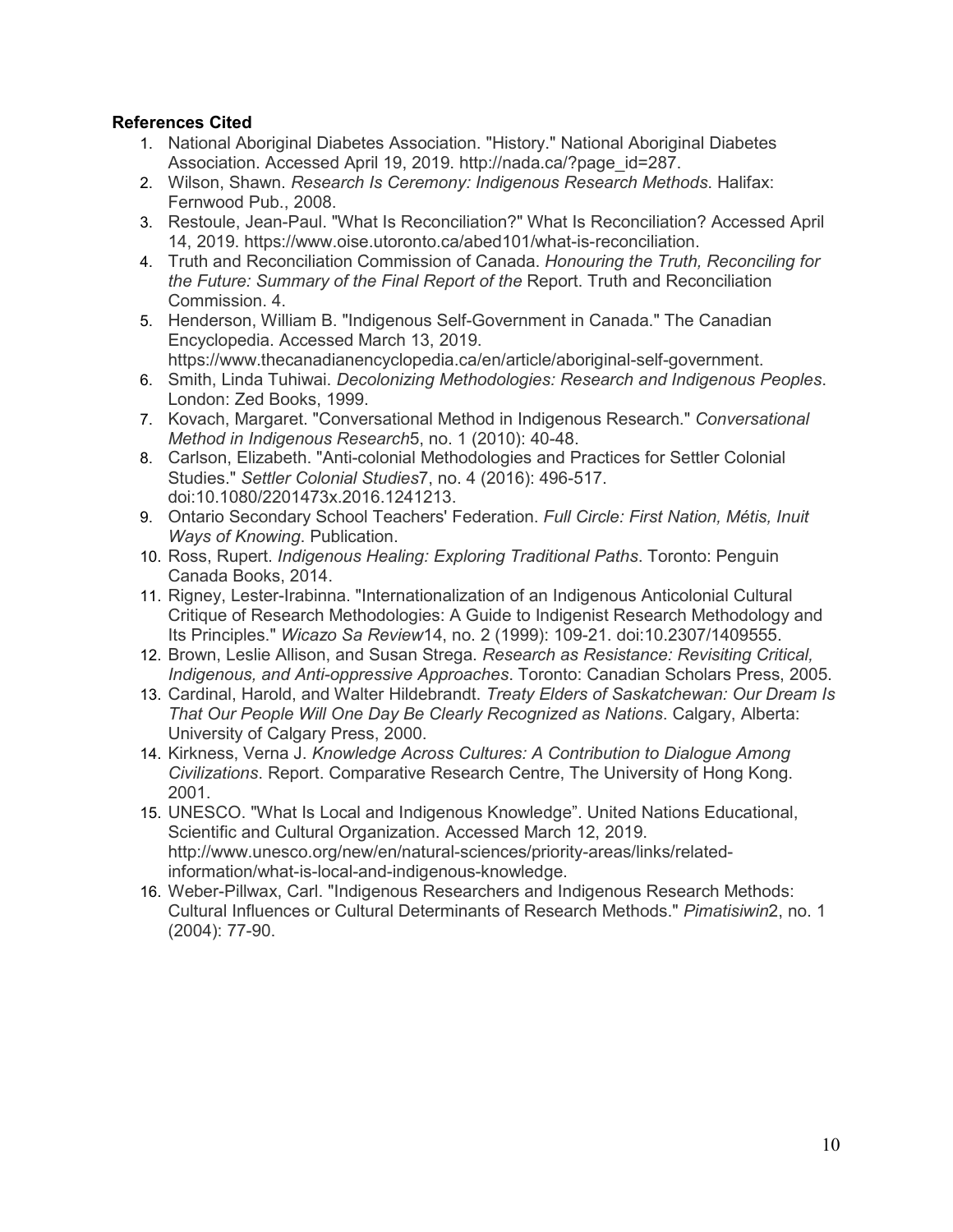**References Cited**

1. National Aboriginal Diabetes Association. "History." National Aboriginal Diabetes Association. Accessed April 19, 2019. http://nada.ca/?page_id=287.
2. Wilson, Shawn. *Research Is Ceremony: Indigenous Research Methods*. Halifax: Fernwood Pub., 2008.
3. Restoule, Jean-Paul. "What Is Reconciliation?" What Is Reconciliation? Accessed April 14, 2019. https://www.oise.utoronto.ca/abed101/what-is-reconciliation.
4. Truth and Reconciliation Commission of Canada. *Honouring the Truth, Reconciling for the Future: Summary of the Final Report of the* Report. Truth and Reconciliation Commission. 4.
5. Henderson, William B. "Indigenous Self-Government in Canada." The Canadian Encyclopedia. Accessed March 13, 2019. https://www.thecanadianencyclopedia.ca/en/article/aboriginal-self-government.
6. Smith, Linda Tuhiwai. *Decolonizing Methodologies: Research and Indigenous Peoples*. London: Zed Books, 1999.
7. Kovach, Margaret. "Conversational Method in Indigenous Research." *Conversational Method in Indigenous Research*5, no. 1 (2010): 40-48.
8. Carlson, Elizabeth. "Anti-colonial Methodologies and Practices for Settler Colonial Studies." *Settler Colonial Studies*7, no. 4 (2016): 496-517. doi:10.1080/2201473x.2016.1241213.
9. Ontario Secondary School Teachers' Federation. *Full Circle: First Nation, Métis, Inuit Ways of Knowing*. Publication.
10. Ross, Rupert. *Indigenous Healing: Exploring Traditional Paths*. Toronto: Penguin Canada Books, 2014.
11. Rigney, Lester-Irabinna. "Internationalization of an Indigenous Anticolonial Cultural Critique of Research Methodologies: A Guide to Indigenist Research Methodology and Its Principles." *Wicazo Sa Review*14, no. 2 (1999): 109-21. doi:10.2307/1409555.
12. Brown, Leslie Allison, and Susan Strega. *Research as Resistance: Revisiting Critical, Indigenous, and Anti-oppressive Approaches*. Toronto: Canadian Scholars Press, 2005.
13. Cardinal, Harold, and Walter Hildebrandt. *Treaty Elders of Saskatchewan: Our Dream Is That Our People Will One Day Be Clearly Recognized as Nations*. Calgary, Alberta: University of Calgary Press, 2000.
14. Kirkness, Verna J. *Knowledge Across Cultures: A Contribution to Dialogue Among Civilizations*. Report. Comparative Research Centre, The University of Hong Kong. 2001.
15. UNESCO. "What Is Local and Indigenous Knowledge". United Nations Educational, Scientific and Cultural Organization. Accessed March 12, 2019. http://www.unesco.org/new/en/natural-sciences/priority-areas/links/related-information/what-is-local-and-indigenous-knowledge.
16. Weber-Pillwax, Carl. "Indigenous Researchers and Indigenous Research Methods: Cultural Influences or Cultural Determinants of Research Methods." *Pimatisiwin*2, no. 1 (2004): 77-90.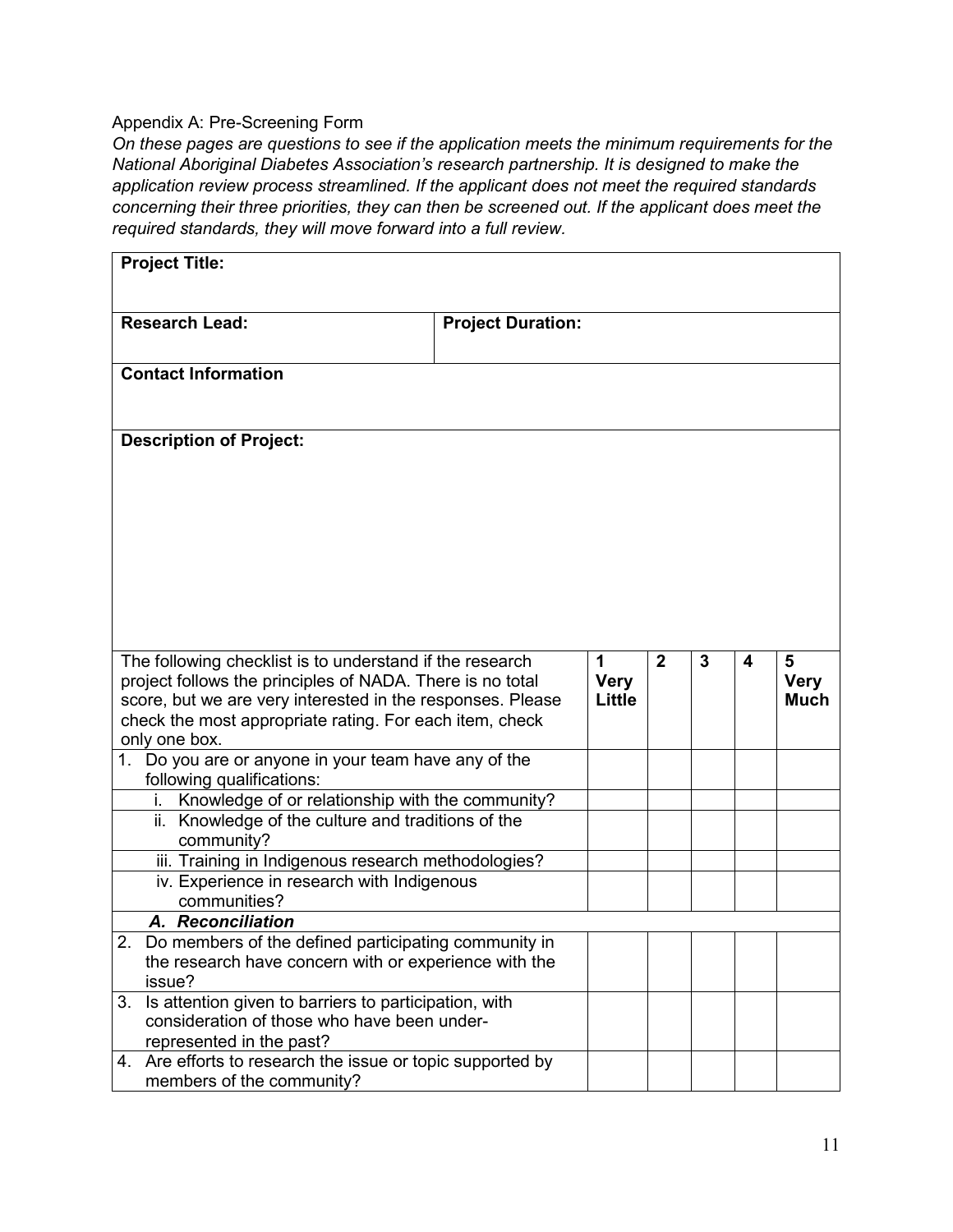Appendix A: Pre-Screening Form

*On these pages are questions to see if the application meets the minimum requirements for the National Aboriginal Diabetes Association's research partnership. It is designed to make the application review process streamlined. If the applicant does not meet the required standards concerning their three priorities, they can then be screened out. If the applicant does meet the required standards, they will move forward into a full review.*

| **Project Title:** | | |
|---|---|---|
| **Research Lead:** | **Project Duration:** | |
| **Contact Information** | | |
| **Description of Project:** | | |

| The following checklist is to understand if the research project follows the principles of NADA. There is no total score, but we are very interested in the responses. Please check the most appropriate rating. For each item, check only one box. | **1 Very Little** | **2** | **3** | **4** | **5 Very Much** |
|---|---|---|---|---|---|
| 1. Do you are or anyone in your team have any of the following qualifications: | | | | | |
| i. Knowledge of or relationship with the community? | | | | | |
| ii. Knowledge of the culture and traditions of the community? | | | | | |
| iii. Training in Indigenous research methodologies? | | | | | |
| iv. Experience in research with Indigenous communities? | | | | | |
| ***A. Reconciliation*** | | | | | |
| 2. Do members of the defined participating community in the research have concern with or experience with the issue? | | | | | |
| 3. Is attention given to barriers to participation, with consideration of those who have been under-represented in the past? | | | | | |
| 4. Are efforts to research the issue or topic supported by members of the community? | | | | | |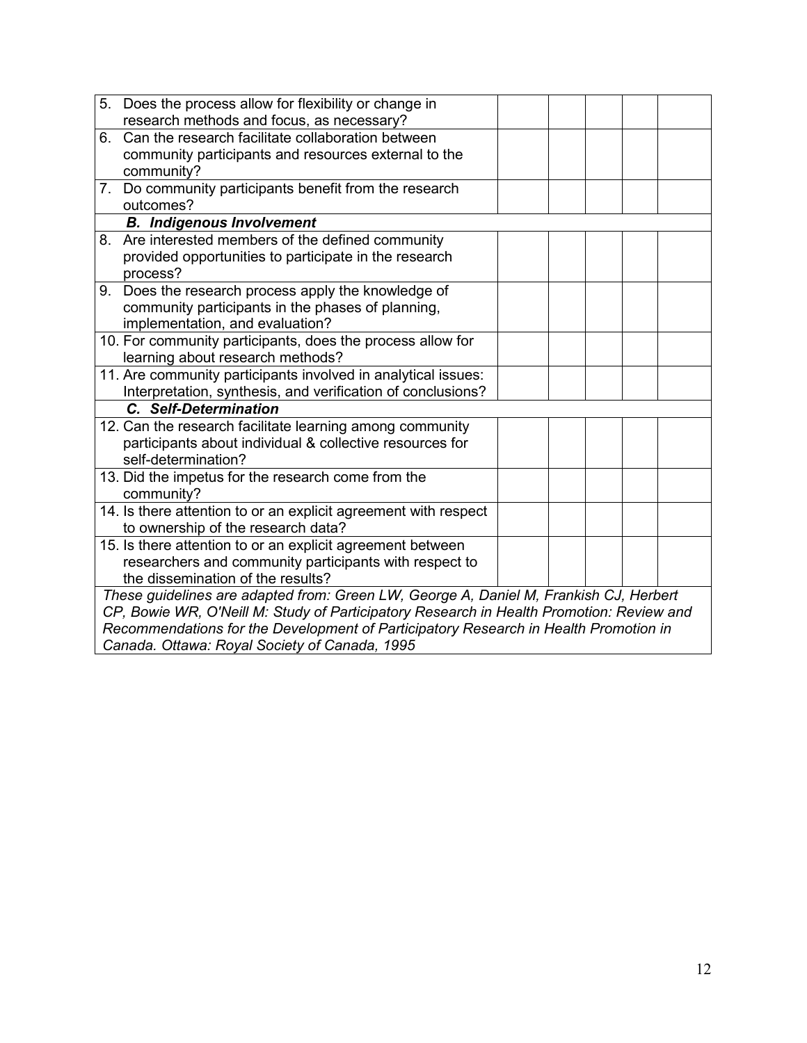| | | | | | |
|---|---|---|---|---|---|
| 5. Does the process allow for flexibility or change in research methods and focus, as necessary? | | | | | |
| 6. Can the research facilitate collaboration between community participants and resources external to the community? | | | | | |
| 7. Do community participants benefit from the research outcomes? | | | | | |
| ***B. Indigenous Involvement*** | | | | | |
| 8. Are interested members of the defined community provided opportunities to participate in the research process? | | | | | |
| 9. Does the research process apply the knowledge of community participants in the phases of planning, implementation, and evaluation? | | | | | |
| 10. For community participants, does the process allow for learning about research methods? | | | | | |
| 11. Are community participants involved in analytical issues: Interpretation, synthesis, and verification of conclusions? | | | | | |
| ***C. Self-Determination*** | | | | | |
| 12. Can the research facilitate learning among community participants about individual & collective resources for self-determination? | | | | | |
| 13. Did the impetus for the research come from the community? | | | | | |
| 14. Is there attention to or an explicit agreement with respect to ownership of the research data? | | | | | |
| 15. Is there attention to or an explicit agreement between researchers and community participants with respect to the dissemination of the results? | | | | | |
| *These guidelines are adapted from: Green LW, George A, Daniel M, Frankish CJ, Herbert CP, Bowie WR, O'Neill M: Study of Participatory Research in Health Promotion: Review and Recommendations for the Development of Participatory Research in Health Promotion in Canada. Ottawa: Royal Society of Canada, 1995* | | | | | |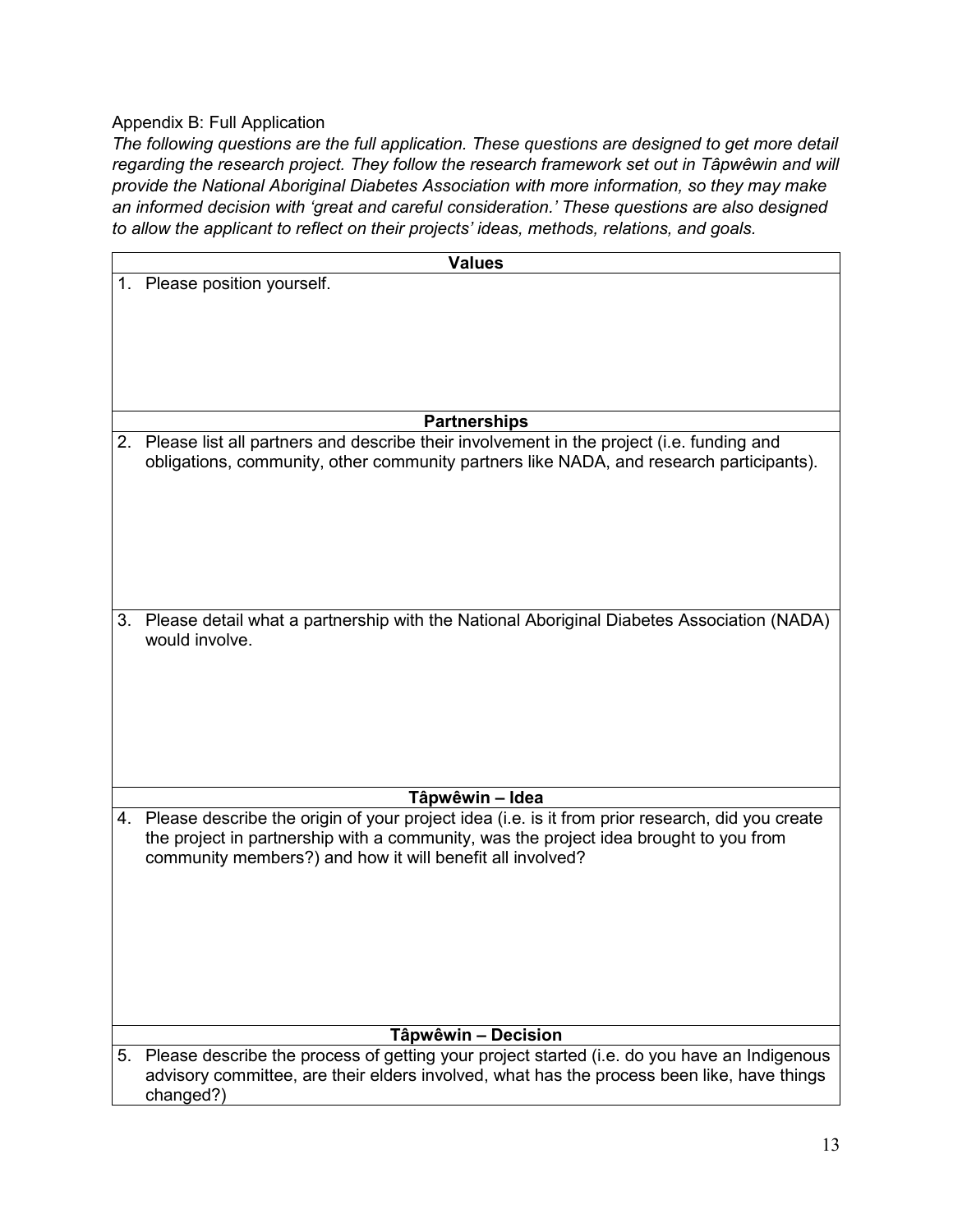Appendix B: Full Application

*The following questions are the full application. These questions are designed to get more detail regarding the research project. They follow the research framework set out in Tâpwêwin and will provide the National Aboriginal Diabetes Association with more information, so they may make an informed decision with 'great and careful consideration.' These questions are also designed to allow the applicant to reflect on their projects' ideas, methods, relations, and goals.*

| **Values** |
|---|
| 1. Please position yourself. |
| **Partnerships** |
| 2. Please list all partners and describe their involvement in the project (i.e. funding and obligations, community, other community partners like NADA, and research participants). |
| 3. Please detail what a partnership with the National Aboriginal Diabetes Association (NADA) would involve. |
| **Tâpwêwin – Idea** |
| 4. Please describe the origin of your project idea (i.e. is it from prior research, did you create the project in partnership with a community, was the project idea brought to you from community members?) and how it will benefit all involved? |
| **Tâpwêwin – Decision** |
| 5. Please describe the process of getting your project started (i.e. do you have an Indigenous advisory committee, are their elders involved, what has the process been like, have things changed?) |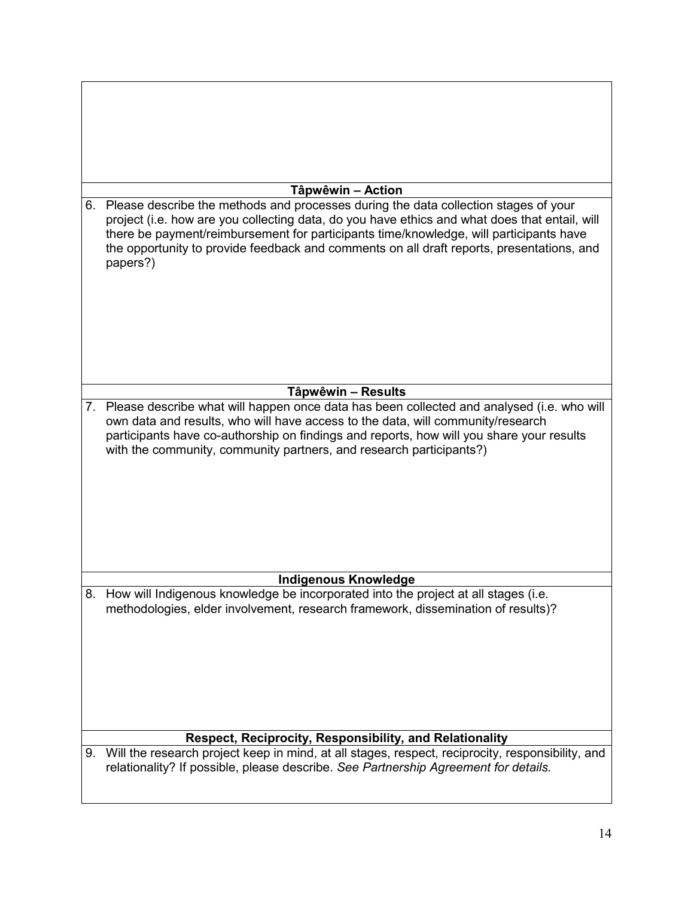| |
|---|
| |
| **Tâpwêwin – Action** |
| 6. Please describe the methods and processes during the data collection stages of your project (i.e. how are you collecting data, do you have ethics and what does that entail, will there be payment/reimbursement for participants time/knowledge, will participants have the opportunity to provide feedback and comments on all draft reports, presentations, and papers?) |
| **Tâpwêwin – Results** |
| 7. Please describe what will happen once data has been collected and analysed (i.e. who will own data and results, who will have access to the data, will community/research participants have co-authorship on findings and reports, how will you share your results with the community, community partners, and research participants?) |
| **Indigenous Knowledge** |
| 8. How will Indigenous knowledge be incorporated into the project at all stages (i.e. methodologies, elder involvement, research framework, dissemination of results)? |
| **Respect, Reciprocity, Responsibility, and Relationality** |
| 9. Will the research project keep in mind, at all stages, respect, reciprocity, responsibility, and relationality? If possible, please describe. *See Partnership Agreement for details.* |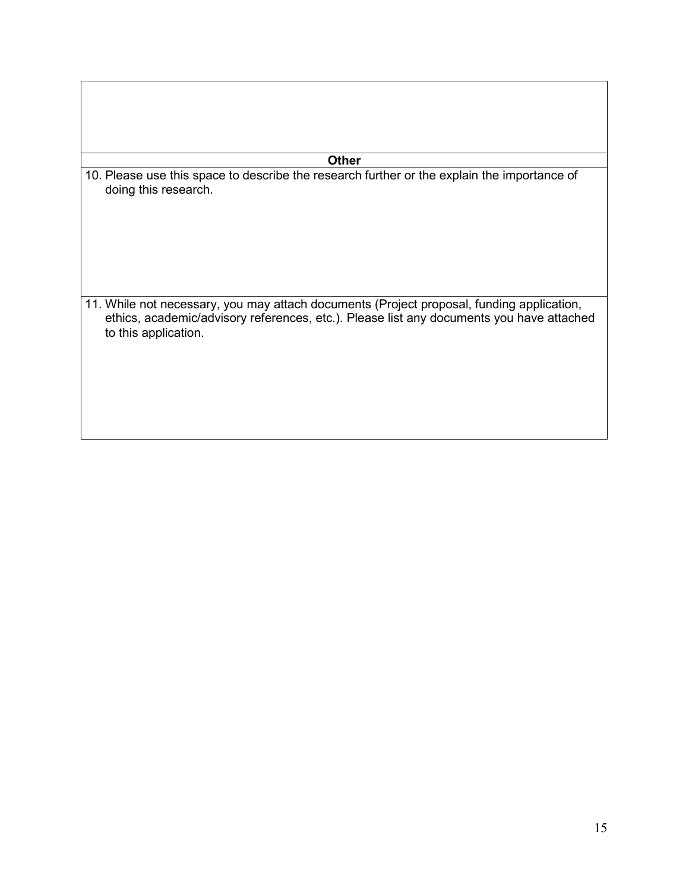| |
|---|
| |
| **Other** |
| 10. Please use this space to describe the research further or the explain the importance of doing this research. |
| 11. While not necessary, you may attach documents (Project proposal, funding application, ethics, academic/advisory references, etc.). Please list any documents you have attached to this application. |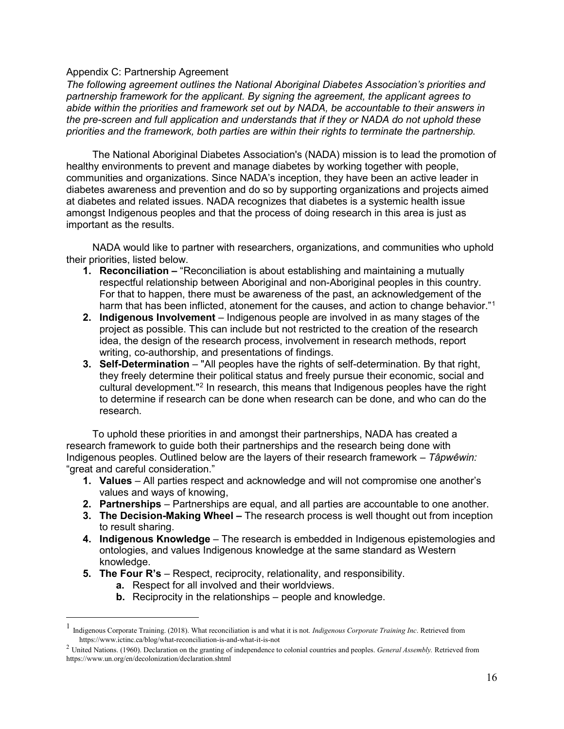Appendix C: Partnership Agreement

*The following agreement outlines the National Aboriginal Diabetes Association's priorities and partnership framework for the applicant. By signing the agreement, the applicant agrees to abide within the priorities and framework set out by NADA, be accountable to their answers in the pre-screen and full application and understands that if they or NADA do not uphold these priorities and the framework, both parties are within their rights to terminate the partnership.*

The National Aboriginal Diabetes Association's (NADA) mission is to lead the promotion of healthy environments to prevent and manage diabetes by working together with people, communities and organizations. Since NADA's inception, they have been an active leader in diabetes awareness and prevention and do so by supporting organizations and projects aimed at diabetes and related issues. NADA recognizes that diabetes is a systemic health issue amongst Indigenous peoples and that the process of doing research in this area is just as important as the results.

NADA would like to partner with researchers, organizations, and communities who uphold their priorities, listed below.

1. **Reconciliation –** "Reconciliation is about establishing and maintaining a mutually respectful relationship between Aboriginal and non-Aboriginal peoples in this country. For that to happen, there must be awareness of the past, an acknowledgement of the harm that has been inflicted, atonement for the causes, and action to change behavior."[1]
2. **Indigenous Involvement** – Indigenous people are involved in as many stages of the project as possible. This can include but not restricted to the creation of the research idea, the design of the research process, involvement in research methods, report writing, co-authorship, and presentations of findings.
3. **Self-Determination** – "All peoples have the rights of self-determination. By that right, they freely determine their political status and freely pursue their economic, social and cultural development."[2] In research, this means that Indigenous peoples have the right to determine if research can be done when research can be done, and who can do the research.

To uphold these priorities in and amongst their partnerships, NADA has created a research framework to guide both their partnerships and the research being done with Indigenous peoples. Outlined below are the layers of their research framework – *Tâpwêwin:* "great and careful consideration."

1. **Values** – All parties respect and acknowledge and will not compromise one another's values and ways of knowing,
2. **Partnerships** – Partnerships are equal, and all parties are accountable to one another.
3. **The Decision-Making Wheel –** The research process is well thought out from inception to result sharing.
4. **Indigenous Knowledge** – The research is embedded in Indigenous epistemologies and ontologies, and values Indigenous knowledge at the same standard as Western knowledge.
5. **The Four R's** – Respect, reciprocity, relationality, and responsibility.
   a. Respect for all involved and their worldviews.
   b. Reciprocity in the relationships – people and knowledge.

---

[1] Indigenous Corporate Training. (2018). What reconciliation is and what it is not. *Indigenous Corporate Training Inc*. Retrieved from https://www.ictinc.ca/blog/what-reconciliation-is-and-what-it-is-not

[2] United Nations. (1960). Declaration on the granting of independence to colonial countries and peoples. *General Assembly.* Retrieved from https://www.un.org/en/decolonization/declaration.shtml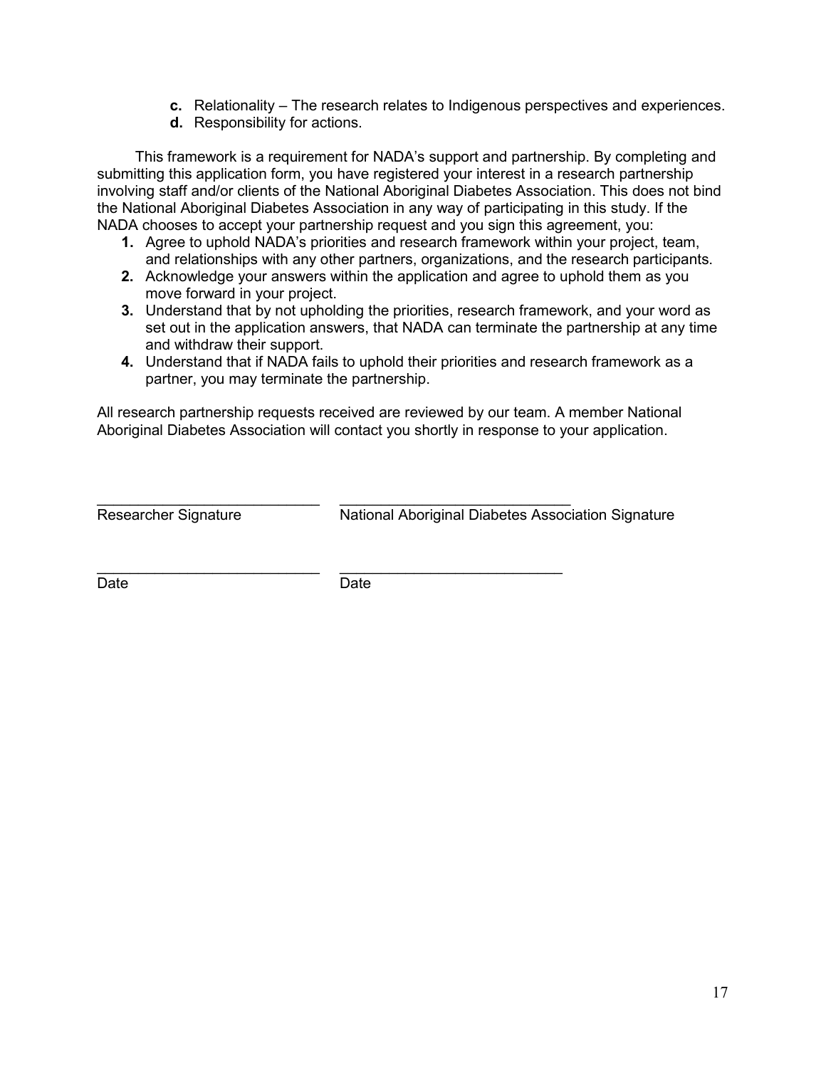c. Relationality – The research relates to Indigenous perspectives and experiences.
d. Responsibility for actions.

This framework is a requirement for NADA's support and partnership. By completing and submitting this application form, you have registered your interest in a research partnership involving staff and/or clients of the National Aboriginal Diabetes Association. This does not bind the National Aboriginal Diabetes Association in any way of participating in this study. If the NADA chooses to accept your partnership request and you sign this agreement, you:

1. Agree to uphold NADA's priorities and research framework within your project, team, and relationships with any other partners, organizations, and the research participants.
2. Acknowledge your answers within the application and agree to uphold them as you move forward in your project.
3. Understand that by not upholding the priorities, research framework, and your word as set out in the application answers, that NADA can terminate the partnership at any time and withdraw their support.
4. Understand that if NADA fails to uphold their priorities and research framework as a partner, you may terminate the partnership.

All research partnership requests received are reviewed by our team. A member National Aboriginal Diabetes Association will contact you shortly in response to your application.

| | |
|---|---|
| ___________________________ | ___________________________ |
| Researcher Signature | National Aboriginal Diabetes Association Signature |
| ___________________________ | ___________________________ |
| Date | Date |